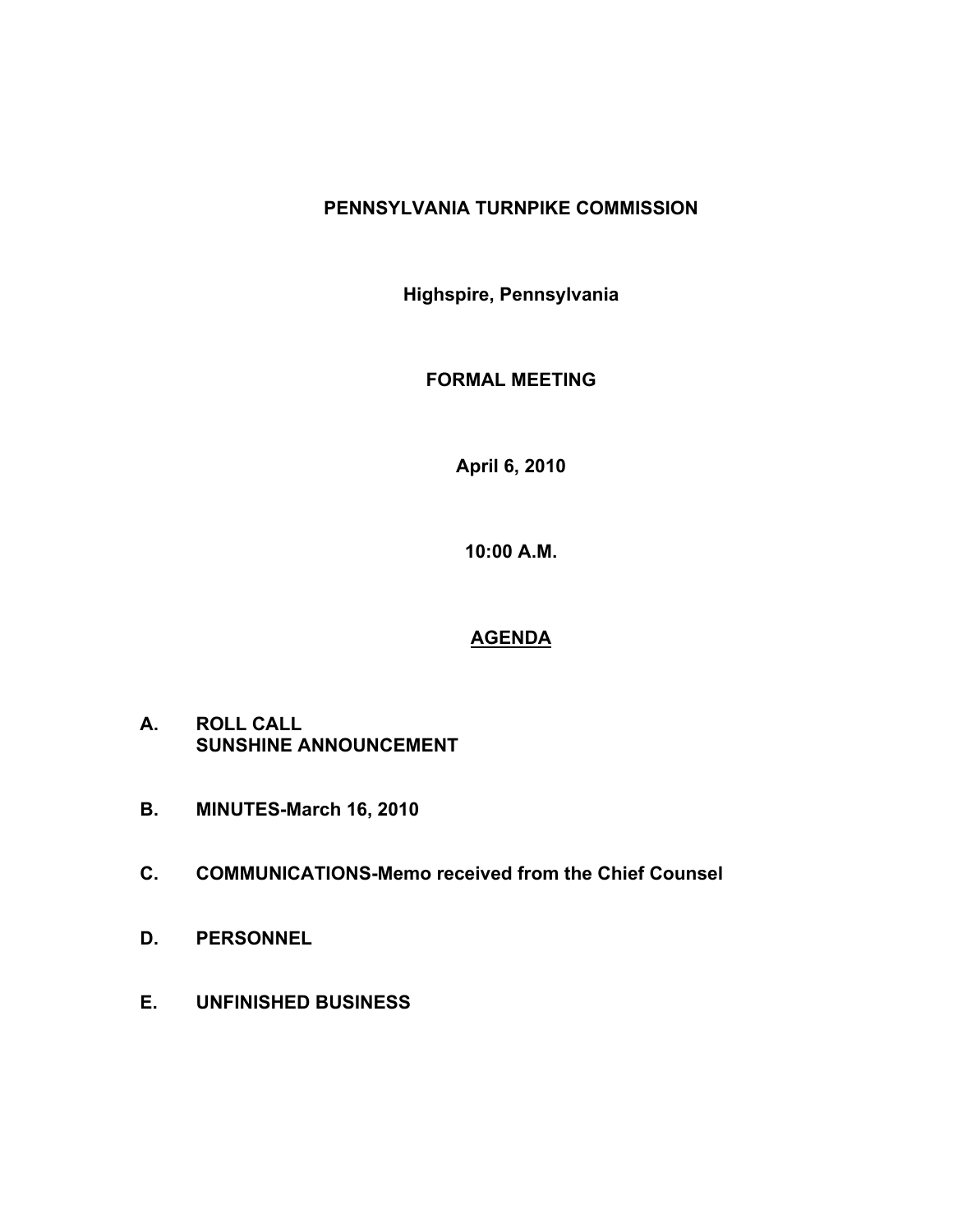# PENNSYLVANIA TURNPIKE COMMISSION

**Highspire, Pennsylvania**

**FORMAL MEETING**

**April 6, 2010**

**10:00 A.M.**

## AGENDA

**A. ROLL CALL**
**SUNSHINE ANNOUNCEMENT**

**B. MINUTES-March 16, 2010**

**C. COMMUNICATIONS-Memo received from the Chief Counsel**

**D. PERSONNEL**

**E. UNFINISHED BUSINESS**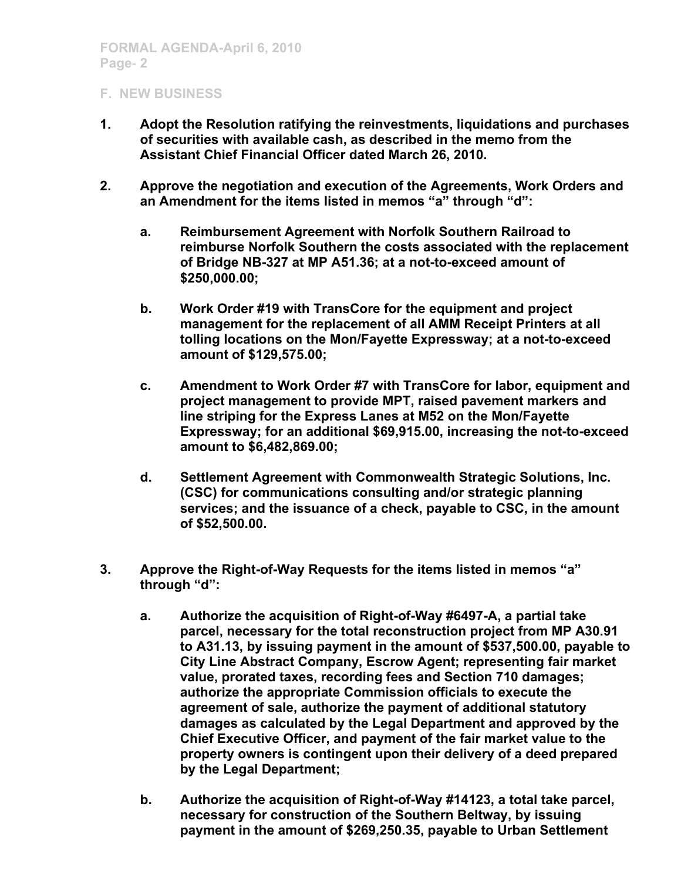## F. NEW BUSINESS

1. **Adopt the Resolution ratifying the reinvestments, liquidations and purchases of securities with available cash, as described in the memo from the Assistant Chief Financial Officer dated March 26, 2010.**

2. **Approve the negotiation and execution of the Agreements, Work Orders and an Amendment for the items listed in memos "a" through "d":**

   a. **Reimbursement Agreement with Norfolk Southern Railroad to reimburse Norfolk Southern the costs associated with the replacement of Bridge NB-327 at MP A51.36; at a not-to-exceed amount of $250,000.00;**

   b. **Work Order #19 with TransCore for the equipment and project management for the replacement of all AMM Receipt Printers at all tolling locations on the Mon/Fayette Expressway; at a not-to-exceed amount of $129,575.00;**

   c. **Amendment to Work Order #7 with TransCore for labor, equipment and project management to provide MPT, raised pavement markers and line striping for the Express Lanes at M52 on the Mon/Fayette Expressway; for an additional $69,915.00, increasing the not-to-exceed amount to $6,482,869.00;**

   d. **Settlement Agreement with Commonwealth Strategic Solutions, Inc. (CSC) for communications consulting and/or strategic planning services; and the issuance of a check, payable to CSC, in the amount of $52,500.00.**

3. **Approve the Right-of-Way Requests for the items listed in memos "a" through "d":**

   a. **Authorize the acquisition of Right-of-Way #6497-A, a partial take parcel, necessary for the total reconstruction project from MP A30.91 to A31.13, by issuing payment in the amount of $537,500.00, payable to City Line Abstract Company, Escrow Agent; representing fair market value, prorated taxes, recording fees and Section 710 damages; authorize the appropriate Commission officials to execute the agreement of sale, authorize the payment of additional statutory damages as calculated by the Legal Department and approved by the Chief Executive Officer, and payment of the fair market value to the property owners is contingent upon their delivery of a deed prepared by the Legal Department;**

   b. **Authorize the acquisition of Right-of-Way #14123, a total take parcel, necessary for construction of the Southern Beltway, by issuing payment in the amount of $269,250.35, payable to Urban Settlement**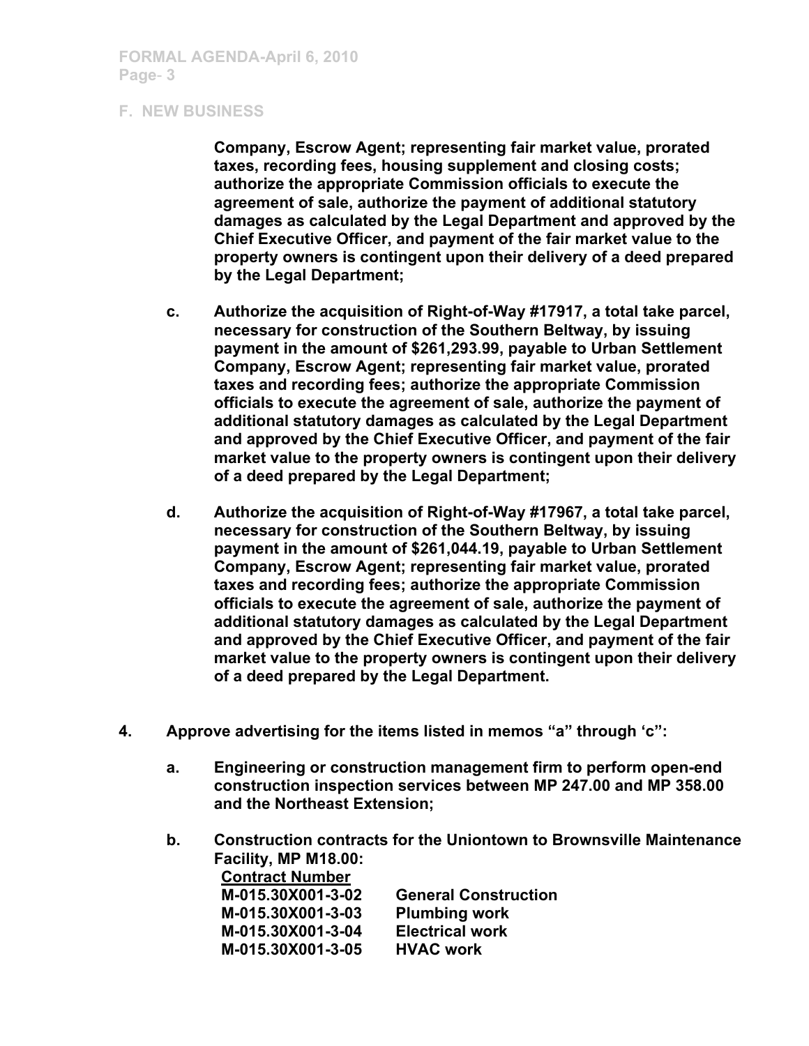## F. NEW BUSINESS

**Company, Escrow Agent; representing fair market value, prorated taxes, recording fees, housing supplement and closing costs; authorize the appropriate Commission officials to execute the agreement of sale, authorize the payment of additional statutory damages as calculated by the Legal Department and approved by the Chief Executive Officer, and payment of the fair market value to the property owners is contingent upon their delivery of a deed prepared by the Legal Department;**

c. **Authorize the acquisition of Right-of-Way #17917, a total take parcel, necessary for construction of the Southern Beltway, by issuing payment in the amount of $261,293.99, payable to Urban Settlement Company, Escrow Agent; representing fair market value, prorated taxes and recording fees; authorize the appropriate Commission officials to execute the agreement of sale, authorize the payment of additional statutory damages as calculated by the Legal Department and approved by the Chief Executive Officer, and payment of the fair market value to the property owners is contingent upon their delivery of a deed prepared by the Legal Department;**

d. **Authorize the acquisition of Right-of-Way #17967, a total take parcel, necessary for construction of the Southern Beltway, by issuing payment in the amount of $261,044.19, payable to Urban Settlement Company, Escrow Agent; representing fair market value, prorated taxes and recording fees; authorize the appropriate Commission officials to execute the agreement of sale, authorize the payment of additional statutory damages as calculated by the Legal Department and approved by the Chief Executive Officer, and payment of the fair market value to the property owners is contingent upon their delivery of a deed prepared by the Legal Department.**

4. **Approve advertising for the items listed in memos "a" through 'c":**

   a. **Engineering or construction management firm to perform open-end construction inspection services between MP 247.00 and MP 358.00 and the Northeast Extension;**

   b. **Construction contracts for the Uniontown to Brownsville Maintenance Facility, MP M18.00:**

| **Contract Number** | |
|---|---|
| **M-015.30X001-3-02** | **General Construction** |
| **M-015.30X001-3-03** | **Plumbing work** |
| **M-015.30X001-3-04** | **Electrical work** |
| **M-015.30X001-3-05** | **HVAC work** |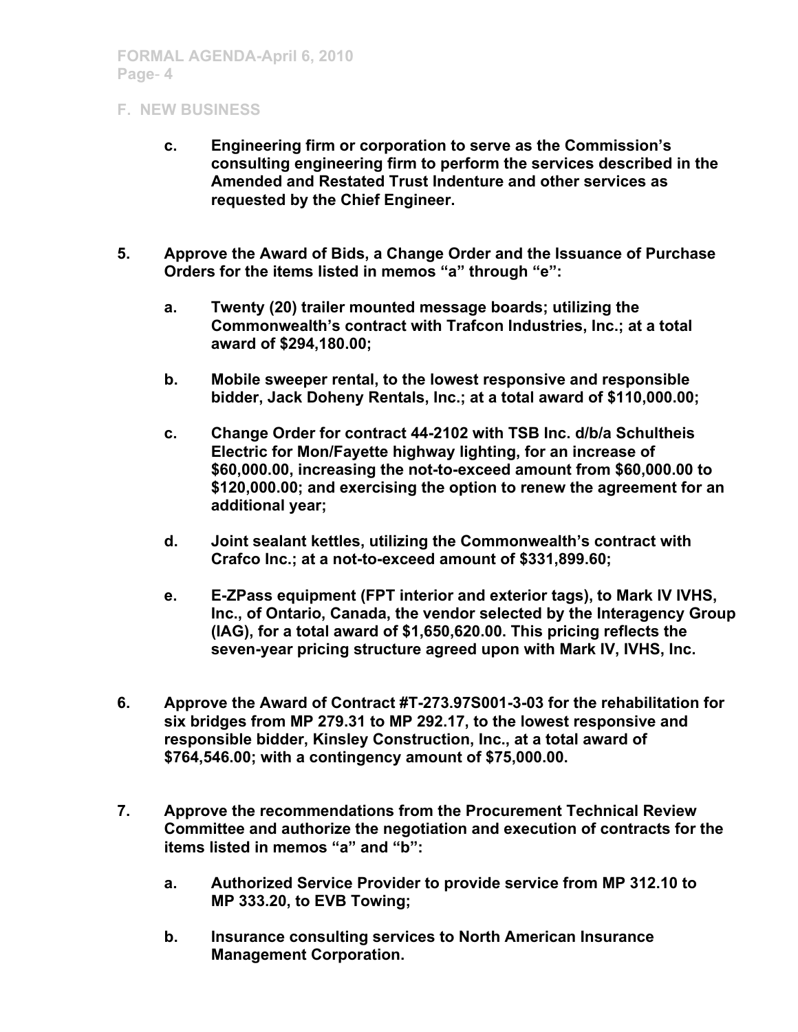## F. NEW BUSINESS

- **c. Engineering firm or corporation to serve as the Commission's consulting engineering firm to perform the services described in the Amended and Restated Trust Indenture and other services as requested by the Chief Engineer.**

**5. Approve the Award of Bids, a Change Order and the Issuance of Purchase Orders for the items listed in memos "a" through "e":**

- **a. Twenty (20) trailer mounted message boards; utilizing the Commonwealth's contract with Trafcon Industries, Inc.; at a total award of $294,180.00;**
- **b. Mobile sweeper rental, to the lowest responsive and responsible bidder, Jack Doheny Rentals, Inc.; at a total award of $110,000.00;**
- **c. Change Order for contract 44-2102 with TSB Inc. d/b/a Schultheis Electric for Mon/Fayette highway lighting, for an increase of $60,000.00, increasing the not-to-exceed amount from $60,000.00 to $120,000.00; and exercising the option to renew the agreement for an additional year;**
- **d. Joint sealant kettles, utilizing the Commonwealth's contract with Crafco Inc.; at a not-to-exceed amount of $331,899.60;**
- **e. E-ZPass equipment (FPT interior and exterior tags), to Mark IV IVHS, Inc., of Ontario, Canada, the vendor selected by the Interagency Group (IAG), for a total award of $1,650,620.00. This pricing reflects the seven-year pricing structure agreed upon with Mark IV, IVHS, Inc.**

**6. Approve the Award of Contract #T-273.97S001-3-03 for the rehabilitation for six bridges from MP 279.31 to MP 292.17, to the lowest responsive and responsible bidder, Kinsley Construction, Inc., at a total award of $764,546.00; with a contingency amount of $75,000.00.**

**7. Approve the recommendations from the Procurement Technical Review Committee and authorize the negotiation and execution of contracts for the items listed in memos "a" and "b":**

- **a. Authorized Service Provider to provide service from MP 312.10 to MP 333.20, to EVB Towing;**
- **b. Insurance consulting services to North American Insurance Management Corporation.**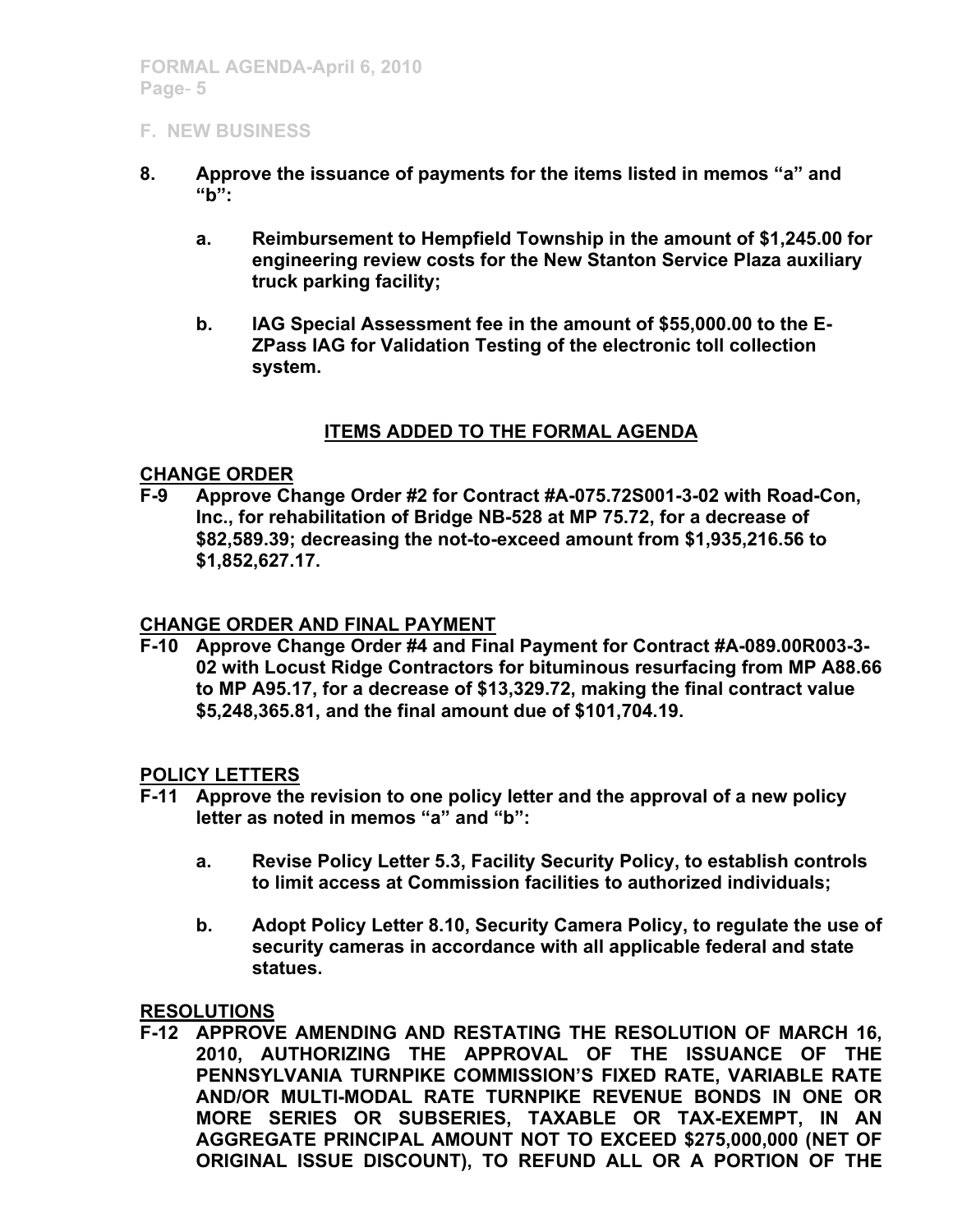## F. NEW BUSINESS

**8. Approve the issuance of payments for the items listed in memos "a" and "b":**

**a. Reimbursement to Hempfield Township in the amount of $1,245.00 for engineering review costs for the New Stanton Service Plaza auxiliary truck parking facility;**

**b. IAG Special Assessment fee in the amount of $55,000.00 to the E-ZPass IAG for Validation Testing of the electronic toll collection system.**

## ITEMS ADDED TO THE FORMAL AGENDA

### CHANGE ORDER

**F-9 Approve Change Order #2 for Contract #A-075.72S001-3-02 with Road-Con, Inc., for rehabilitation of Bridge NB-528 at MP 75.72, for a decrease of $82,589.39; decreasing the not-to-exceed amount from $1,935,216.56 to $1,852,627.17.**

### CHANGE ORDER AND FINAL PAYMENT

**F-10 Approve Change Order #4 and Final Payment for Contract #A-089.00R003-3-02 with Locust Ridge Contractors for bituminous resurfacing from MP A88.66 to MP A95.17, for a decrease of $13,329.72, making the final contract value $5,248,365.81, and the final amount due of $101,704.19.**

### POLICY LETTERS

**F-11 Approve the revision to one policy letter and the approval of a new policy letter as noted in memos "a" and "b":**

**a. Revise Policy Letter 5.3, Facility Security Policy, to establish controls to limit access at Commission facilities to authorized individuals;**

**b. Adopt Policy Letter 8.10, Security Camera Policy, to regulate the use of security cameras in accordance with all applicable federal and state statues.**

### RESOLUTIONS

**F-12 APPROVE AMENDING AND RESTATING THE RESOLUTION OF MARCH 16, 2010, AUTHORIZING THE APPROVAL OF THE ISSUANCE OF THE PENNSYLVANIA TURNPIKE COMMISSION'S FIXED RATE, VARIABLE RATE AND/OR MULTI-MODAL RATE TURNPIKE REVENUE BONDS IN ONE OR MORE SERIES OR SUBSERIES, TAXABLE OR TAX-EXEMPT, IN AN AGGREGATE PRINCIPAL AMOUNT NOT TO EXCEED $275,000,000 (NET OF ORIGINAL ISSUE DISCOUNT), TO REFUND ALL OR A PORTION OF THE**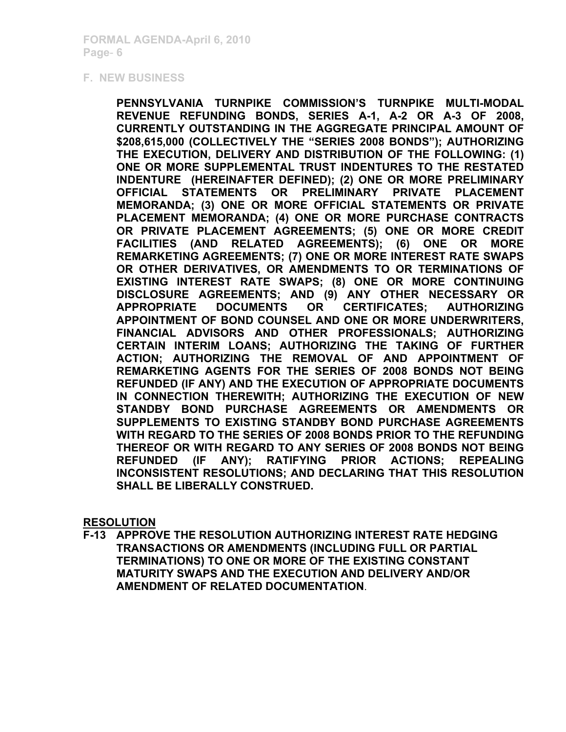## F. NEW BUSINESS

**PENNSYLVANIA TURNPIKE COMMISSION'S TURNPIKE MULTI-MODAL REVENUE REFUNDING BONDS, SERIES A-1, A-2 OR A-3 OF 2008, CURRENTLY OUTSTANDING IN THE AGGREGATE PRINCIPAL AMOUNT OF $208,615,000 (COLLECTIVELY THE "SERIES 2008 BONDS"); AUTHORIZING THE EXECUTION, DELIVERY AND DISTRIBUTION OF THE FOLLOWING: (1) ONE OR MORE SUPPLEMENTAL TRUST INDENTURES TO THE RESTATED INDENTURE (HEREINAFTER DEFINED); (2) ONE OR MORE PRELIMINARY OFFICIAL STATEMENTS OR PRELIMINARY PRIVATE PLACEMENT MEMORANDA; (3) ONE OR MORE OFFICIAL STATEMENTS OR PRIVATE PLACEMENT MEMORANDA; (4) ONE OR MORE PURCHASE CONTRACTS OR PRIVATE PLACEMENT AGREEMENTS; (5) ONE OR MORE CREDIT FACILITIES (AND RELATED AGREEMENTS); (6) ONE OR MORE REMARKETING AGREEMENTS; (7) ONE OR MORE INTEREST RATE SWAPS OR OTHER DERIVATIVES, OR AMENDMENTS TO OR TERMINATIONS OF EXISTING INTEREST RATE SWAPS; (8) ONE OR MORE CONTINUING DISCLOSURE AGREEMENTS; AND (9) ANY OTHER NECESSARY OR APPROPRIATE DOCUMENTS OR CERTIFICATES; AUTHORIZING APPOINTMENT OF BOND COUNSEL AND ONE OR MORE UNDERWRITERS, FINANCIAL ADVISORS AND OTHER PROFESSIONALS; AUTHORIZING CERTAIN INTERIM LOANS; AUTHORIZING THE TAKING OF FURTHER ACTION; AUTHORIZING THE REMOVAL OF AND APPOINTMENT OF REMARKETING AGENTS FOR THE SERIES OF 2008 BONDS NOT BEING REFUNDED (IF ANY) AND THE EXECUTION OF APPROPRIATE DOCUMENTS IN CONNECTION THEREWITH; AUTHORIZING THE EXECUTION OF NEW STANDBY BOND PURCHASE AGREEMENTS OR AMENDMENTS OR SUPPLEMENTS TO EXISTING STANDBY BOND PURCHASE AGREEMENTS WITH REGARD TO THE SERIES OF 2008 BONDS PRIOR TO THE REFUNDING THEREOF OR WITH REGARD TO ANY SERIES OF 2008 BONDS NOT BEING REFUNDED (IF ANY); RATIFYING PRIOR ACTIONS; REPEALING INCONSISTENT RESOLUTIONS; AND DECLARING THAT THIS RESOLUTION SHALL BE LIBERALLY CONSTRUED.**

**RESOLUTION**

**F-13 APPROVE THE RESOLUTION AUTHORIZING INTEREST RATE HEDGING TRANSACTIONS OR AMENDMENTS (INCLUDING FULL OR PARTIAL TERMINATIONS) TO ONE OR MORE OF THE EXISTING CONSTANT MATURITY SWAPS AND THE EXECUTION AND DELIVERY AND/OR AMENDMENT OF RELATED DOCUMENTATION**.